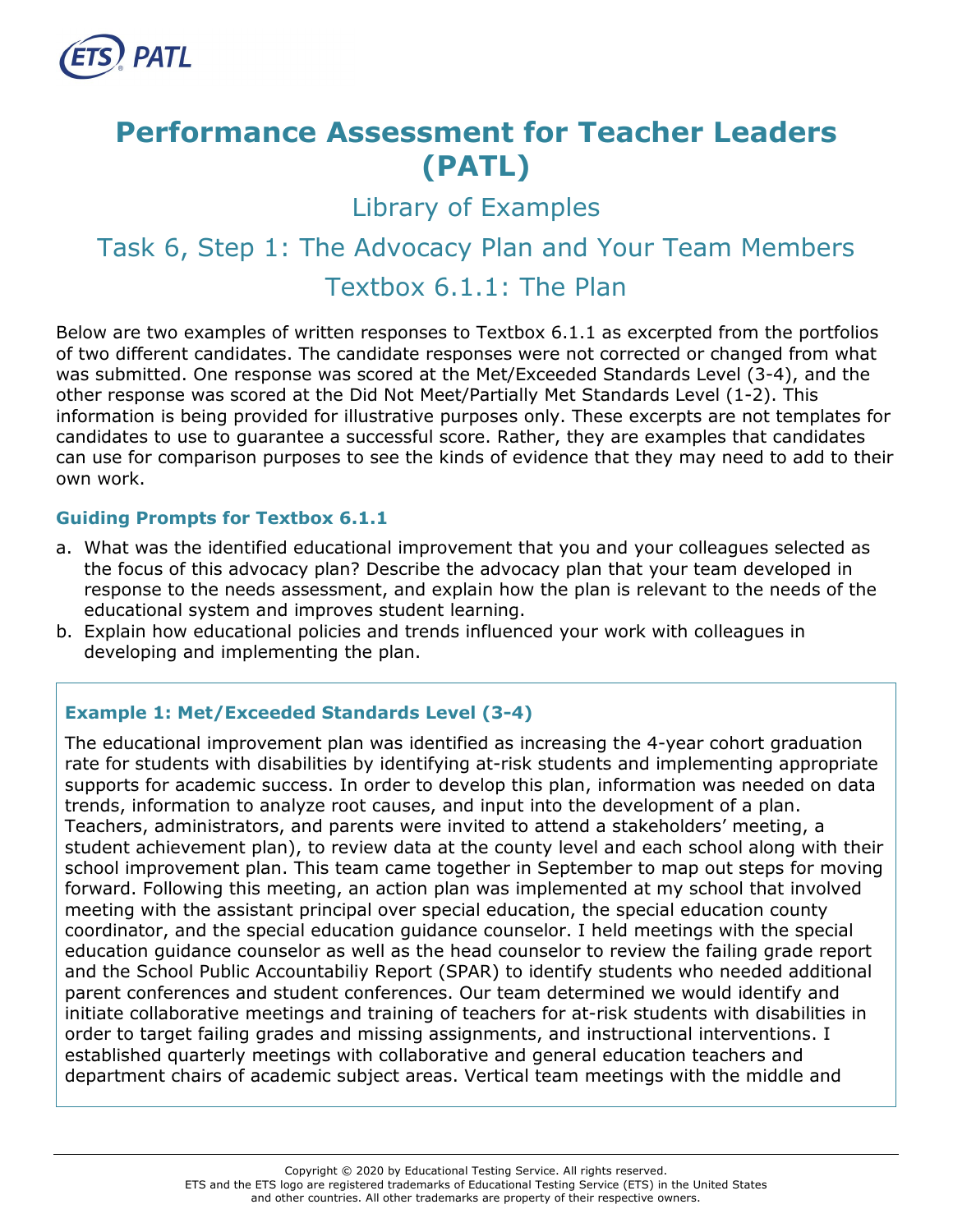# Performance Assessment for Teacher Leaders (PATL)

## Library of Examples

## Task 6, Step 1: The Advocacy Plan and Your Team Members

## Textbox 6.1.1: The Plan

Below are two examples of written responses to Textbox 6.1.1 as excerpted from the portfolios of two different candidates. The candidate responses were not corrected or changed from what was submitted. One response was scored at the Met/Exceeded Standards Level (3-4), and the other response was scored at the Did Not Meet/Partially Met Standards Level (1-2). This information is being provided for illustrative purposes only. These excerpts are not templates for candidates to use to guarantee a successful score. Rather, they are examples that candidates can use for comparison purposes to see the kinds of evidence that they may need to add to their own work.

### Guiding Prompts for Textbox 6.1.1

a. What was the identified educational improvement that you and your colleagues selected as the focus of this advocacy plan? Describe the advocacy plan that your team developed in response to the needs assessment, and explain how the plan is relevant to the needs of the educational system and improves student learning.

b. Explain how educational policies and trends influenced your work with colleagues in developing and implementing the plan.

### Example 1: Met/Exceeded Standards Level (3-4)

The educational improvement plan was identified as increasing the 4-year cohort graduation rate for students with disabilities by identifying at-risk students and implementing appropriate supports for academic success. In order to develop this plan, information was needed on data trends, information to analyze root causes, and input into the development of a plan. Teachers, administrators, and parents were invited to attend a stakeholders' meeting, a student achievement plan), to review data at the county level and each school along with their school improvement plan. This team came together in September to map out steps for moving forward. Following this meeting, an action plan was implemented at my school that involved meeting with the assistant principal over special education, the special education county coordinator, and the special education guidance counselor. I held meetings with the special education guidance counselor as well as the head counselor to review the failing grade report and the School Public Accountabiliy Report (SPAR) to identify students who needed additional parent conferences and student conferences. Our team determined we would identify and initiate collaborative meetings and training of teachers for at-risk students with disabilities in order to target failing grades and missing assignments, and instructional interventions. I established quarterly meetings with collaborative and general education teachers and department chairs of academic subject areas. Vertical team meetings with the middle and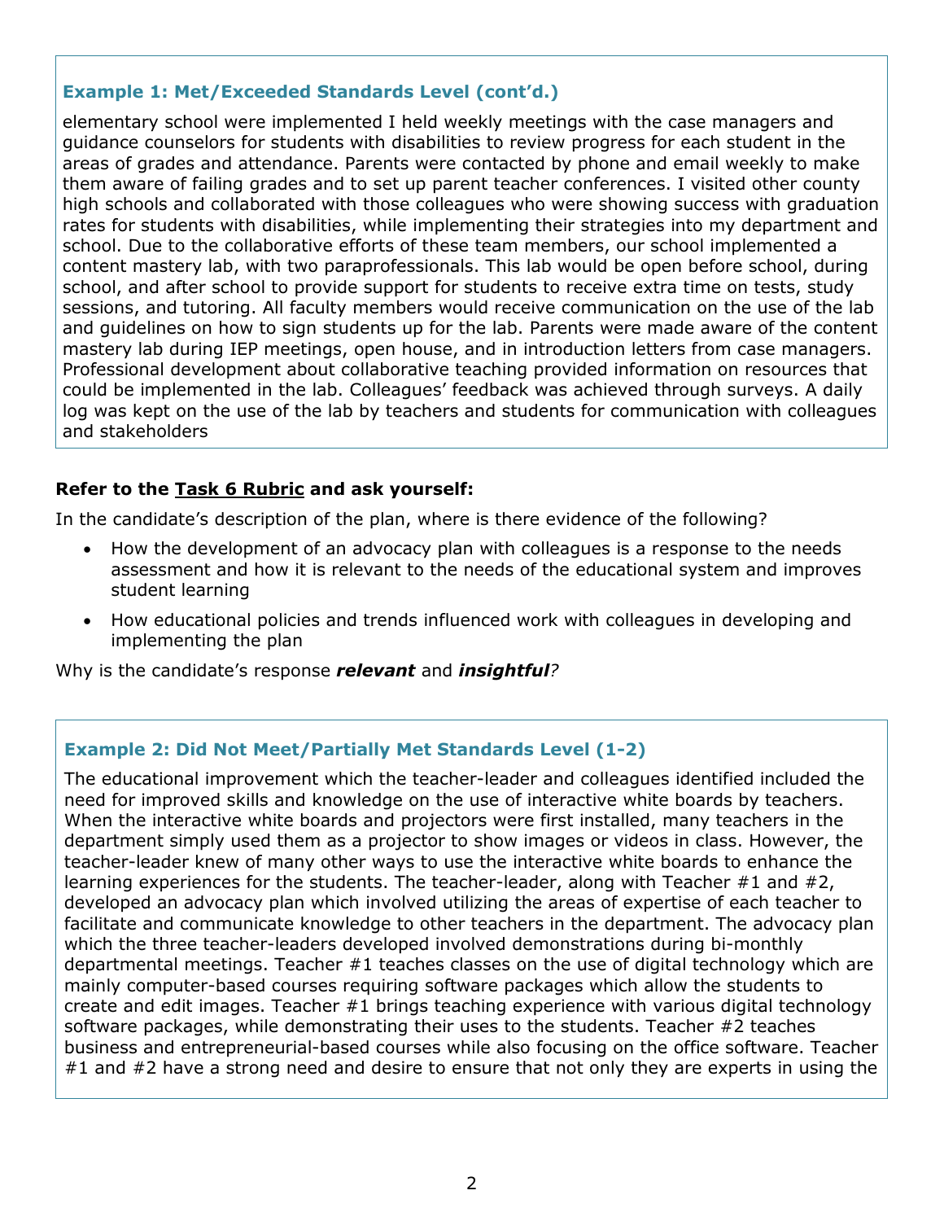### Example 1: Met/Exceeded Standards Level (cont'd.)

elementary school were implemented I held weekly meetings with the case managers and guidance counselors for students with disabilities to review progress for each student in the areas of grades and attendance. Parents were contacted by phone and email weekly to make them aware of failing grades and to set up parent teacher conferences. I visited other county high schools and collaborated with those colleagues who were showing success with graduation rates for students with disabilities, while implementing their strategies into my department and school. Due to the collaborative efforts of these team members, our school implemented a content mastery lab, with two paraprofessionals. This lab would be open before school, during school, and after school to provide support for students to receive extra time on tests, study sessions, and tutoring. All faculty members would receive communication on the use of the lab and guidelines on how to sign students up for the lab. Parents were made aware of the content mastery lab during IEP meetings, open house, and in introduction letters from case managers. Professional development about collaborative teaching provided information on resources that could be implemented in the lab. Colleagues' feedback was achieved through surveys. A daily log was kept on the use of the lab by teachers and students for communication with colleagues and stakeholders

**Refer to the Task 6 Rubric and ask yourself:**

In the candidate's description of the plan, where is there evidence of the following?

- How the development of an advocacy plan with colleagues is a response to the needs assessment and how it is relevant to the needs of the educational system and improves student learning
- How educational policies and trends influenced work with colleagues in developing and implementing the plan

Why is the candidate's response ***relevant*** and ***insightful***?

### Example 2: Did Not Meet/Partially Met Standards Level (1-2)

The educational improvement which the teacher-leader and colleagues identified included the need for improved skills and knowledge on the use of interactive white boards by teachers. When the interactive white boards and projectors were first installed, many teachers in the department simply used them as a projector to show images or videos in class. However, the teacher-leader knew of many other ways to use the interactive white boards to enhance the learning experiences for the students. The teacher-leader, along with Teacher #1 and #2, developed an advocacy plan which involved utilizing the areas of expertise of each teacher to facilitate and communicate knowledge to other teachers in the department. The advocacy plan which the three teacher-leaders developed involved demonstrations during bi-monthly departmental meetings. Teacher #1 teaches classes on the use of digital technology which are mainly computer-based courses requiring software packages which allow the students to create and edit images. Teacher #1 brings teaching experience with various digital technology software packages, while demonstrating their uses to the students. Teacher #2 teaches business and entrepreneurial-based courses while also focusing on the office software. Teacher #1 and #2 have a strong need and desire to ensure that not only they are experts in using the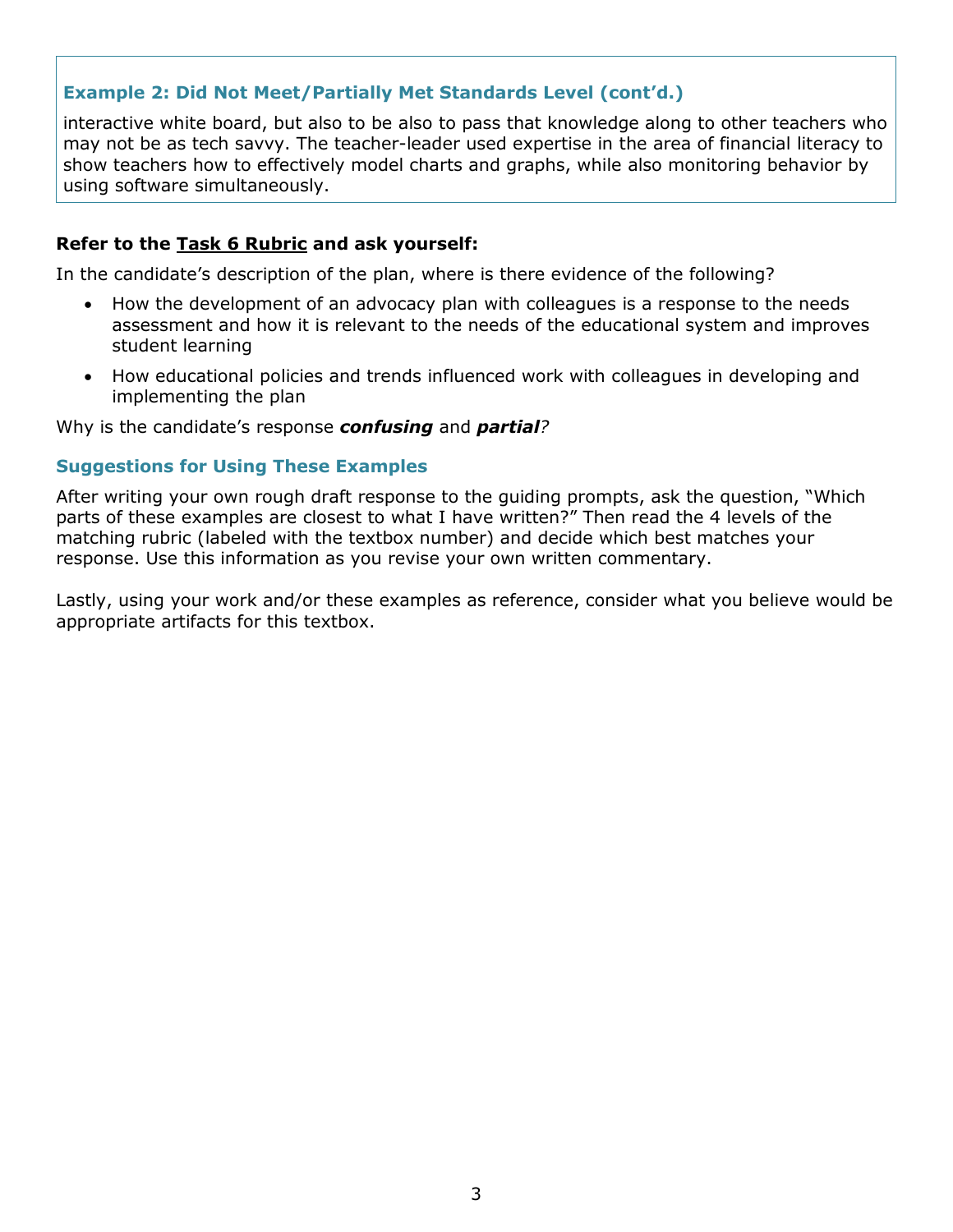### Example 2: Did Not Meet/Partially Met Standards Level (cont'd.)

interactive white board, but also to be also to pass that knowledge along to other teachers who may not be as tech savvy. The teacher-leader used expertise in the area of financial literacy to show teachers how to effectively model charts and graphs, while also monitoring behavior by using software simultaneously.

**Refer to the Task 6 Rubric and ask yourself:**

In the candidate's description of the plan, where is there evidence of the following?

- How the development of an advocacy plan with colleagues is a response to the needs assessment and how it is relevant to the needs of the educational system and improves student learning
- How educational policies and trends influenced work with colleagues in developing and implementing the plan

Why is the candidate's response ***confusing*** and ***partial****?*

### Suggestions for Using These Examples

After writing your own rough draft response to the guiding prompts, ask the question, "Which parts of these examples are closest to what I have written?" Then read the 4 levels of the matching rubric (labeled with the textbox number) and decide which best matches your response. Use this information as you revise your own written commentary.

Lastly, using your work and/or these examples as reference, consider what you believe would be appropriate artifacts for this textbox.